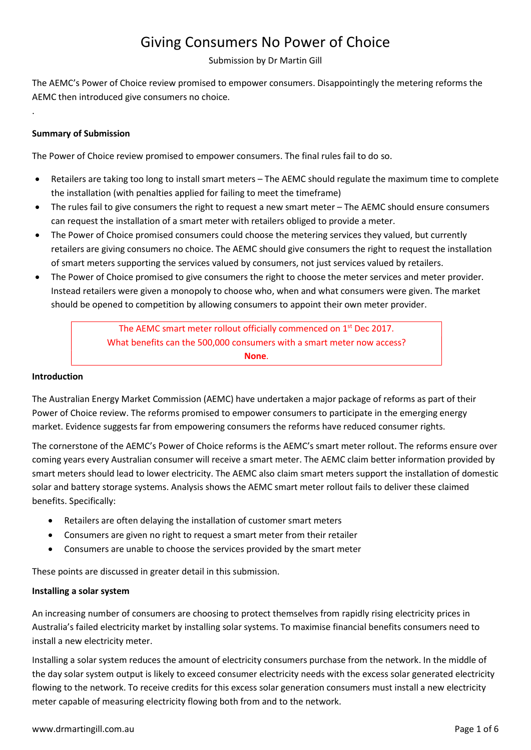# Giving Consumers No Power of Choice

Submission by Dr Martin Gill

The AEMC's Power of Choice review promised to empower consumers. Disappointingly the metering reforms the AEMC then introduced give consumers no choice.

.

**Summary of Submission**

The Power of Choice review promised to empower consumers. The final rules fail to do so.

- Retailers are taking too long to install smart meters – The AEMC should regulate the maximum time to complete the installation (with penalties applied for failing to meet the timeframe)
- The rules fail to give consumers the right to request a new smart meter – The AEMC should ensure consumers can request the installation of a smart meter with retailers obliged to provide a meter.
- The Power of Choice promised consumers could choose the metering services they valued, but currently retailers are giving consumers no choice. The AEMC should give consumers the right to request the installation of smart meters supporting the services valued by consumers, not just services valued by retailers.
- The Power of Choice promised to give consumers the right to choose the meter services and meter provider. Instead retailers were given a monopoly to choose who, when and what consumers were given. The market should be opened to competition by allowing consumers to appoint their own meter provider.

> The AEMC smart meter rollout officially commenced on 1st Dec 2017.
> What benefits can the 500,000 consumers with a smart meter now access?
> **None**.

**Introduction**

The Australian Energy Market Commission (AEMC) have undertaken a major package of reforms as part of their Power of Choice review. The reforms promised to empower consumers to participate in the emerging energy market. Evidence suggests far from empowering consumers the reforms have reduced consumer rights.

The cornerstone of the AEMC's Power of Choice reforms is the AEMC's smart meter rollout. The reforms ensure over coming years every Australian consumer will receive a smart meter. The AEMC claim better information provided by smart meters should lead to lower electricity. The AEMC also claim smart meters support the installation of domestic solar and battery storage systems. Analysis shows the AEMC smart meter rollout fails to deliver these claimed benefits. Specifically:

- Retailers are often delaying the installation of customer smart meters
- Consumers are given no right to request a smart meter from their retailer
- Consumers are unable to choose the services provided by the smart meter

These points are discussed in greater detail in this submission.

**Installing a solar system**

An increasing number of consumers are choosing to protect themselves from rapidly rising electricity prices in Australia's failed electricity market by installing solar systems. To maximise financial benefits consumers need to install a new electricity meter.

Installing a solar system reduces the amount of electricity consumers purchase from the network. In the middle of the day solar system output is likely to exceed consumer electricity needs with the excess solar generated electricity flowing to the network. To receive credits for this excess solar generation consumers must install a new electricity meter capable of measuring electricity flowing both from and to the network.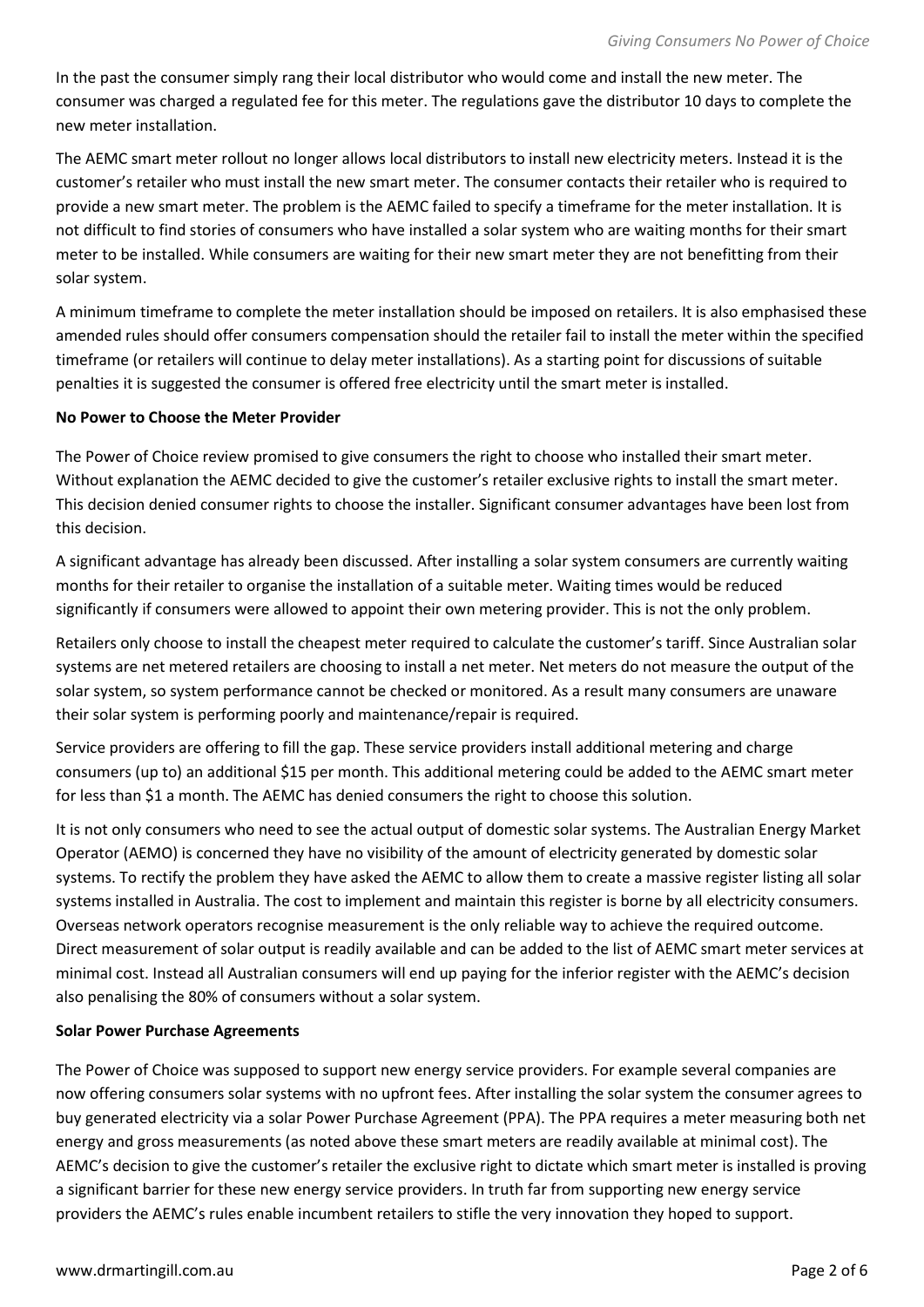In the past the consumer simply rang their local distributor who would come and install the new meter. The consumer was charged a regulated fee for this meter. The regulations gave the distributor 10 days to complete the new meter installation.

The AEMC smart meter rollout no longer allows local distributors to install new electricity meters. Instead it is the customer's retailer who must install the new smart meter. The consumer contacts their retailer who is required to provide a new smart meter. The problem is the AEMC failed to specify a timeframe for the meter installation. It is not difficult to find stories of consumers who have installed a solar system who are waiting months for their smart meter to be installed. While consumers are waiting for their new smart meter they are not benefitting from their solar system.

A minimum timeframe to complete the meter installation should be imposed on retailers. It is also emphasised these amended rules should offer consumers compensation should the retailer fail to install the meter within the specified timeframe (or retailers will continue to delay meter installations). As a starting point for discussions of suitable penalties it is suggested the consumer is offered free electricity until the smart meter is installed.

**No Power to Choose the Meter Provider**

The Power of Choice review promised to give consumers the right to choose who installed their smart meter. Without explanation the AEMC decided to give the customer's retailer exclusive rights to install the smart meter. This decision denied consumer rights to choose the installer. Significant consumer advantages have been lost from this decision.

A significant advantage has already been discussed. After installing a solar system consumers are currently waiting months for their retailer to organise the installation of a suitable meter. Waiting times would be reduced significantly if consumers were allowed to appoint their own metering provider. This is not the only problem.

Retailers only choose to install the cheapest meter required to calculate the customer's tariff. Since Australian solar systems are net metered retailers are choosing to install a net meter. Net meters do not measure the output of the solar system, so system performance cannot be checked or monitored. As a result many consumers are unaware their solar system is performing poorly and maintenance/repair is required.

Service providers are offering to fill the gap. These service providers install additional metering and charge consumers (up to) an additional $15 per month. This additional metering could be added to the AEMC smart meter for less than $1 a month. The AEMC has denied consumers the right to choose this solution.

It is not only consumers who need to see the actual output of domestic solar systems. The Australian Energy Market Operator (AEMO) is concerned they have no visibility of the amount of electricity generated by domestic solar systems. To rectify the problem they have asked the AEMC to allow them to create a massive register listing all solar systems installed in Australia. The cost to implement and maintain this register is borne by all electricity consumers. Overseas network operators recognise measurement is the only reliable way to achieve the required outcome. Direct measurement of solar output is readily available and can be added to the list of AEMC smart meter services at minimal cost. Instead all Australian consumers will end up paying for the inferior register with the AEMC's decision also penalising the 80% of consumers without a solar system.

**Solar Power Purchase Agreements**

The Power of Choice was supposed to support new energy service providers. For example several companies are now offering consumers solar systems with no upfront fees. After installing the solar system the consumer agrees to buy generated electricity via a solar Power Purchase Agreement (PPA). The PPA requires a meter measuring both net energy and gross measurements (as noted above these smart meters are readily available at minimal cost). The AEMC's decision to give the customer's retailer the exclusive right to dictate which smart meter is installed is proving a significant barrier for these new energy service providers. In truth far from supporting new energy service providers the AEMC's rules enable incumbent retailers to stifle the very innovation they hoped to support.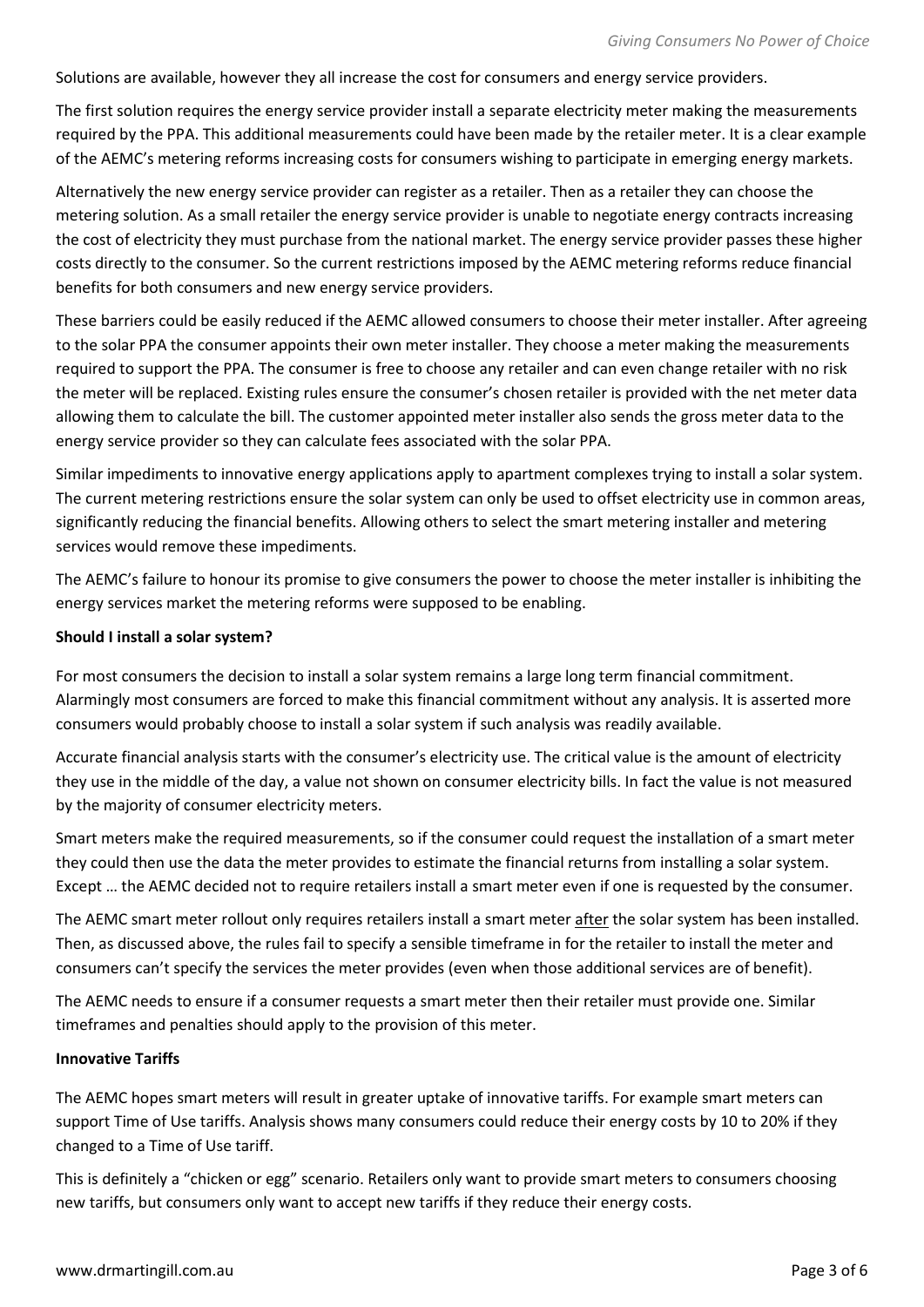Solutions are available, however they all increase the cost for consumers and energy service providers.

The first solution requires the energy service provider install a separate electricity meter making the measurements required by the PPA. This additional measurements could have been made by the retailer meter. It is a clear example of the AEMC's metering reforms increasing costs for consumers wishing to participate in emerging energy markets.

Alternatively the new energy service provider can register as a retailer. Then as a retailer they can choose the metering solution. As a small retailer the energy service provider is unable to negotiate energy contracts increasing the cost of electricity they must purchase from the national market. The energy service provider passes these higher costs directly to the consumer. So the current restrictions imposed by the AEMC metering reforms reduce financial benefits for both consumers and new energy service providers.

These barriers could be easily reduced if the AEMC allowed consumers to choose their meter installer. After agreeing to the solar PPA the consumer appoints their own meter installer. They choose a meter making the measurements required to support the PPA. The consumer is free to choose any retailer and can even change retailer with no risk the meter will be replaced. Existing rules ensure the consumer's chosen retailer is provided with the net meter data allowing them to calculate the bill. The customer appointed meter installer also sends the gross meter data to the energy service provider so they can calculate fees associated with the solar PPA.

Similar impediments to innovative energy applications apply to apartment complexes trying to install a solar system. The current metering restrictions ensure the solar system can only be used to offset electricity use in common areas, significantly reducing the financial benefits. Allowing others to select the smart metering installer and metering services would remove these impediments.

The AEMC's failure to honour its promise to give consumers the power to choose the meter installer is inhibiting the energy services market the metering reforms were supposed to be enabling.

**Should I install a solar system?**

For most consumers the decision to install a solar system remains a large long term financial commitment. Alarmingly most consumers are forced to make this financial commitment without any analysis. It is asserted more consumers would probably choose to install a solar system if such analysis was readily available.

Accurate financial analysis starts with the consumer's electricity use. The critical value is the amount of electricity they use in the middle of the day, a value not shown on consumer electricity bills. In fact the value is not measured by the majority of consumer electricity meters.

Smart meters make the required measurements, so if the consumer could request the installation of a smart meter they could then use the data the meter provides to estimate the financial returns from installing a solar system. Except … the AEMC decided not to require retailers install a smart meter even if one is requested by the consumer.

The AEMC smart meter rollout only requires retailers install a smart meter <u>after</u> the solar system has been installed. Then, as discussed above, the rules fail to specify a sensible timeframe in for the retailer to install the meter and consumers can't specify the services the meter provides (even when those additional services are of benefit).

The AEMC needs to ensure if a consumer requests a smart meter then their retailer must provide one. Similar timeframes and penalties should apply to the provision of this meter.

**Innovative Tariffs**

The AEMC hopes smart meters will result in greater uptake of innovative tariffs. For example smart meters can support Time of Use tariffs. Analysis shows many consumers could reduce their energy costs by 10 to 20% if they changed to a Time of Use tariff.

This is definitely a "chicken or egg" scenario. Retailers only want to provide smart meters to consumers choosing new tariffs, but consumers only want to accept new tariffs if they reduce their energy costs.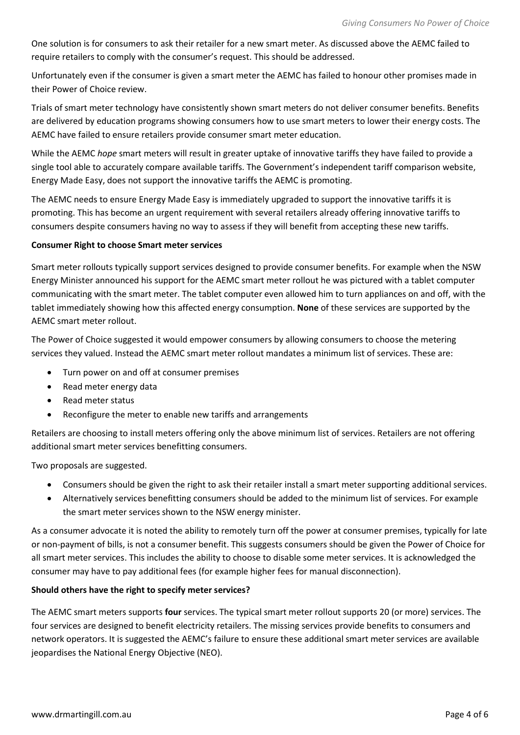One solution is for consumers to ask their retailer for a new smart meter. As discussed above the AEMC failed to require retailers to comply with the consumer's request. This should be addressed.

Unfortunately even if the consumer is given a smart meter the AEMC has failed to honour other promises made in their Power of Choice review.

Trials of smart meter technology have consistently shown smart meters do not deliver consumer benefits. Benefits are delivered by education programs showing consumers how to use smart meters to lower their energy costs. The AEMC have failed to ensure retailers provide consumer smart meter education.

While the AEMC *hope* smart meters will result in greater uptake of innovative tariffs they have failed to provide a single tool able to accurately compare available tariffs. The Government's independent tariff comparison website, Energy Made Easy, does not support the innovative tariffs the AEMC is promoting.

The AEMC needs to ensure Energy Made Easy is immediately upgraded to support the innovative tariffs it is promoting. This has become an urgent requirement with several retailers already offering innovative tariffs to consumers despite consumers having no way to assess if they will benefit from accepting these new tariffs.

**Consumer Right to choose Smart meter services**

Smart meter rollouts typically support services designed to provide consumer benefits. For example when the NSW Energy Minister announced his support for the AEMC smart meter rollout he was pictured with a tablet computer communicating with the smart meter. The tablet computer even allowed him to turn appliances on and off, with the tablet immediately showing how this affected energy consumption. **None** of these services are supported by the AEMC smart meter rollout.

The Power of Choice suggested it would empower consumers by allowing consumers to choose the metering services they valued. Instead the AEMC smart meter rollout mandates a minimum list of services. These are:

- Turn power on and off at consumer premises
- Read meter energy data
- Read meter status
- Reconfigure the meter to enable new tariffs and arrangements

Retailers are choosing to install meters offering only the above minimum list of services. Retailers are not offering additional smart meter services benefitting consumers.

Two proposals are suggested.

- Consumers should be given the right to ask their retailer install a smart meter supporting additional services.
- Alternatively services benefitting consumers should be added to the minimum list of services. For example the smart meter services shown to the NSW energy minister.

As a consumer advocate it is noted the ability to remotely turn off the power at consumer premises, typically for late or non-payment of bills, is not a consumer benefit. This suggests consumers should be given the Power of Choice for all smart meter services. This includes the ability to choose to disable some meter services. It is acknowledged the consumer may have to pay additional fees (for example higher fees for manual disconnection).

**Should others have the right to specify meter services?**

The AEMC smart meters supports **four** services. The typical smart meter rollout supports 20 (or more) services. The four services are designed to benefit electricity retailers. The missing services provide benefits to consumers and network operators. It is suggested the AEMC's failure to ensure these additional smart meter services are available jeopardises the National Energy Objective (NEO).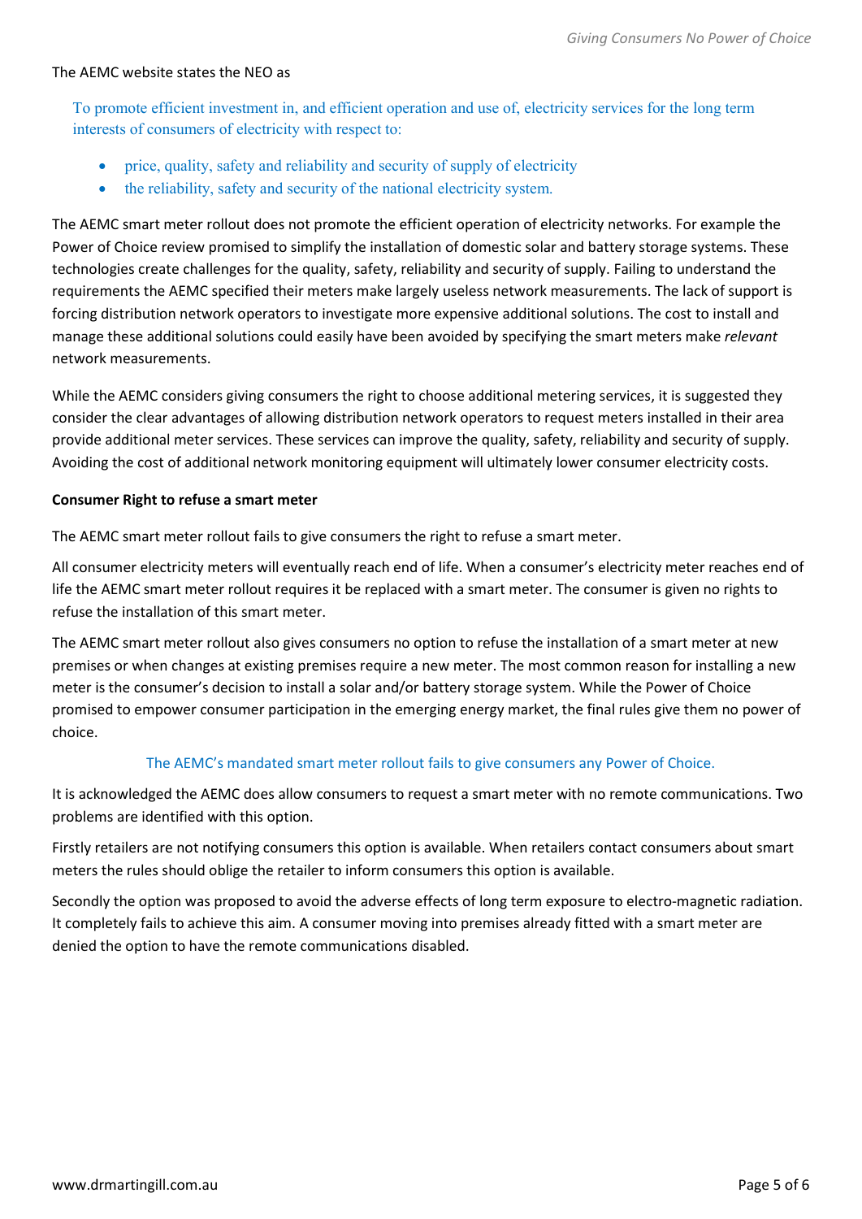The AEMC website states the NEO as

> To promote efficient investment in, and efficient operation and use of, electricity services for the long term interests of consumers of electricity with respect to:
>
> - price, quality, safety and reliability and security of supply of electricity
> - the reliability, safety and security of the national electricity system.

The AEMC smart meter rollout does not promote the efficient operation of electricity networks. For example the Power of Choice review promised to simplify the installation of domestic solar and battery storage systems. These technologies create challenges for the quality, safety, reliability and security of supply. Failing to understand the requirements the AEMC specified their meters make largely useless network measurements. The lack of support is forcing distribution network operators to investigate more expensive additional solutions. The cost to install and manage these additional solutions could easily have been avoided by specifying the smart meters make *relevant* network measurements.

While the AEMC considers giving consumers the right to choose additional metering services, it is suggested they consider the clear advantages of allowing distribution network operators to request meters installed in their area provide additional meter services. These services can improve the quality, safety, reliability and security of supply. Avoiding the cost of additional network monitoring equipment will ultimately lower consumer electricity costs.

**Consumer Right to refuse a smart meter**

The AEMC smart meter rollout fails to give consumers the right to refuse a smart meter.

All consumer electricity meters will eventually reach end of life. When a consumer's electricity meter reaches end of life the AEMC smart meter rollout requires it be replaced with a smart meter. The consumer is given no rights to refuse the installation of this smart meter.

The AEMC smart meter rollout also gives consumers no option to refuse the installation of a smart meter at new premises or when changes at existing premises require a new meter. The most common reason for installing a new meter is the consumer's decision to install a solar and/or battery storage system. While the Power of Choice promised to empower consumer participation in the emerging energy market, the final rules give them no power of choice.

The AEMC's mandated smart meter rollout fails to give consumers any Power of Choice.

It is acknowledged the AEMC does allow consumers to request a smart meter with no remote communications. Two problems are identified with this option.

Firstly retailers are not notifying consumers this option is available. When retailers contact consumers about smart meters the rules should oblige the retailer to inform consumers this option is available.

Secondly the option was proposed to avoid the adverse effects of long term exposure to electro-magnetic radiation. It completely fails to achieve this aim. A consumer moving into premises already fitted with a smart meter are denied the option to have the remote communications disabled.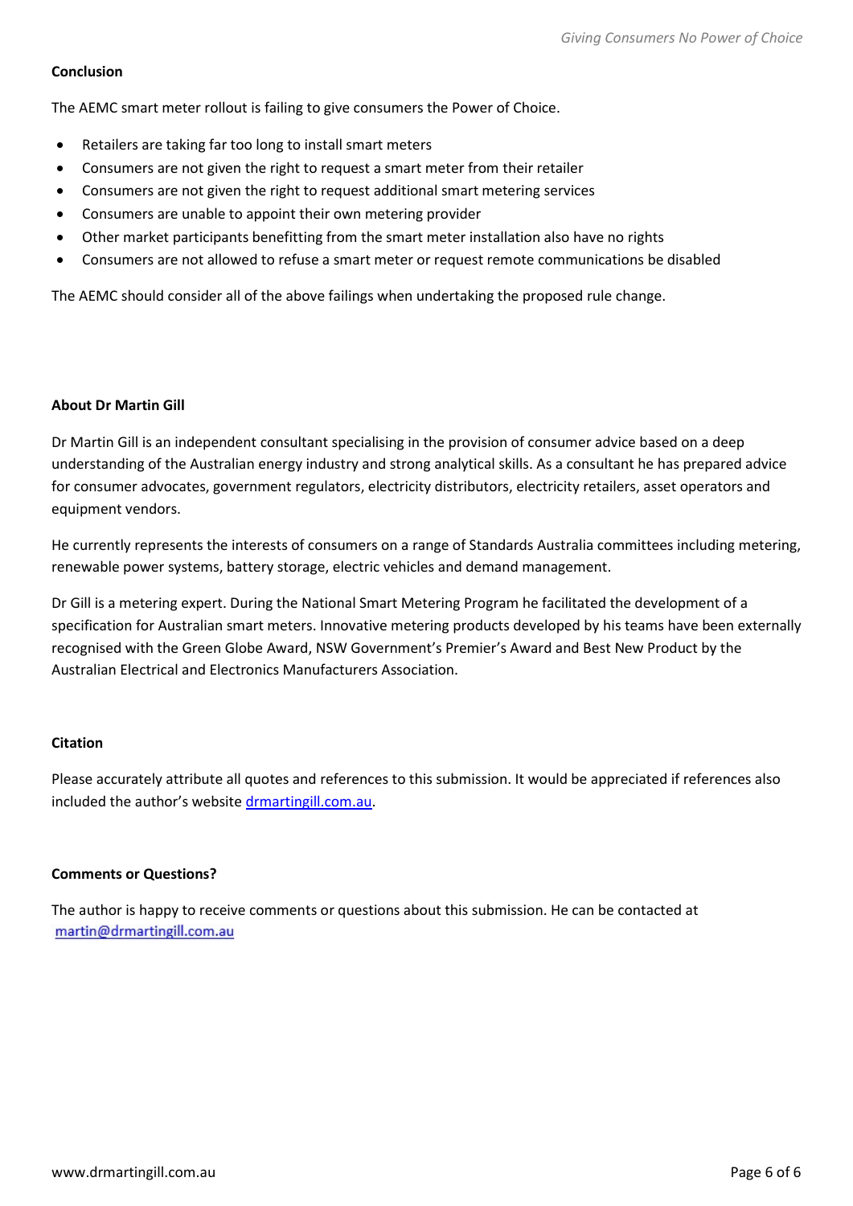**Conclusion**

The AEMC smart meter rollout is failing to give consumers the Power of Choice.

- Retailers are taking far too long to install smart meters
- Consumers are not given the right to request a smart meter from their retailer
- Consumers are not given the right to request additional smart metering services
- Consumers are unable to appoint their own metering provider
- Other market participants benefitting from the smart meter installation also have no rights
- Consumers are not allowed to refuse a smart meter or request remote communications be disabled

The AEMC should consider all of the above failings when undertaking the proposed rule change.

**About Dr Martin Gill**

Dr Martin Gill is an independent consultant specialising in the provision of consumer advice based on a deep understanding of the Australian energy industry and strong analytical skills. As a consultant he has prepared advice for consumer advocates, government regulators, electricity distributors, electricity retailers, asset operators and equipment vendors.

He currently represents the interests of consumers on a range of Standards Australia committees including metering, renewable power systems, battery storage, electric vehicles and demand management.

Dr Gill is a metering expert. During the National Smart Metering Program he facilitated the development of a specification for Australian smart meters. Innovative metering products developed by his teams have been externally recognised with the Green Globe Award, NSW Government's Premier's Award and Best New Product by the Australian Electrical and Electronics Manufacturers Association.

**Citation**

Please accurately attribute all quotes and references to this submission. It would be appreciated if references also included the author's website [drmartingill.com.au](http://drmartingill.com.au).

**Comments or Questions?**

The author is happy to receive comments or questions about this submission. He can be contacted at martin@drmartingill.com.au